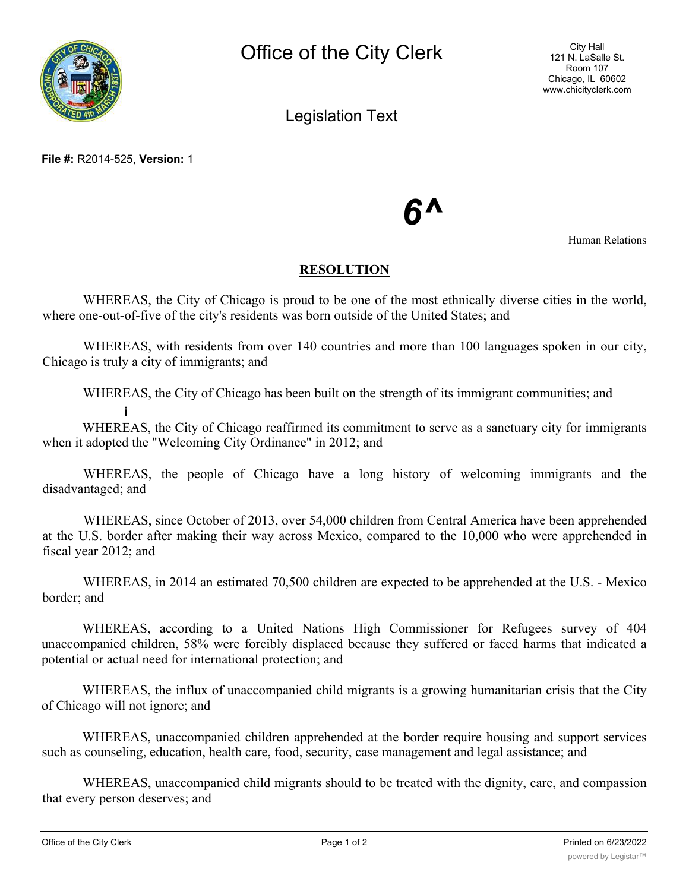# Office of the City Clerk

City Hall
121 N. LaSalle St.
Room 107
Chicago, IL 60602
www.chicityclerk.com

## Legislation Text

**File #:** R2014-525, **Version:** 1

**6^**

Human Relations

## RESOLUTION

WHEREAS, the City of Chicago is proud to be one of the most ethnically diverse cities in the world, where one-out-of-five of the city's residents was born outside of the United States; and

WHEREAS, with residents from over 140 countries and more than 100 languages spoken in our city, Chicago is truly a city of immigrants; and

WHEREAS, the City of Chicago has been built on the strength of its immigrant communities; and

i

WHEREAS, the City of Chicago reaffirmed its commitment to serve as a sanctuary city for immigrants when it adopted the "Welcoming City Ordinance" in 2012; and

WHEREAS, the people of Chicago have a long history of welcoming immigrants and the disadvantaged; and

WHEREAS, since October of 2013, over 54,000 children from Central America have been apprehended at the U.S. border after making their way across Mexico, compared to the 10,000 who were apprehended in fiscal year 2012; and

WHEREAS, in 2014 an estimated 70,500 children are expected to be apprehended at the U.S. - Mexico border; and

WHEREAS, according to a United Nations High Commissioner for Refugees survey of 404 unaccompanied children, 58% were forcibly displaced because they suffered or faced harms that indicated a potential or actual need for international protection; and

WHEREAS, the influx of unaccompanied child migrants is a growing humanitarian crisis that the City of Chicago will not ignore; and

WHEREAS, unaccompanied children apprehended at the border require housing and support services such as counseling, education, health care, food, security, case management and legal assistance; and

WHEREAS, unaccompanied child migrants should to be treated with the dignity, care, and compassion that every person deserves; and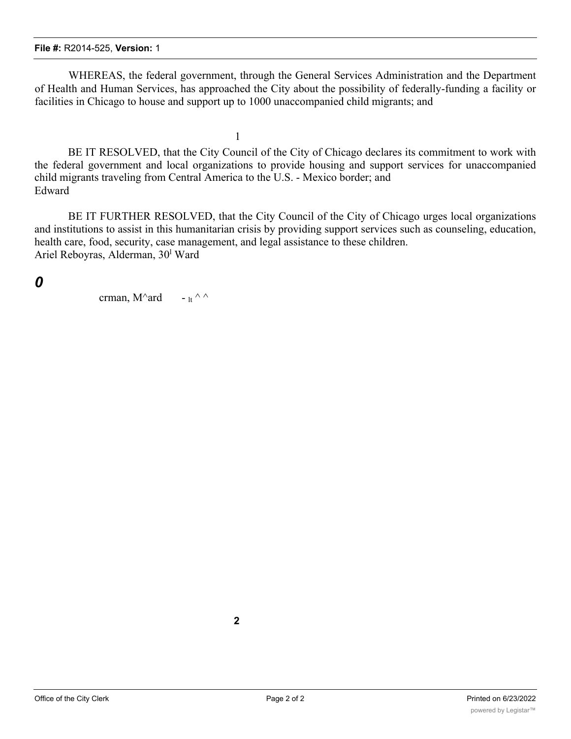WHEREAS, the federal government, through the General Services Administration and the Department of Health and Human Services, has approached the City about the possibility of federally-funding a facility or facilities in Chicago to house and support up to 1000 unaccompanied child migrants; and

1

BE IT RESOLVED, that the City Council of the City of Chicago declares its commitment to work with the federal government and local organizations to provide housing and support services for unaccompanied child migrants traveling from Central America to the U.S. - Mexico border; and
Edward

BE IT FURTHER RESOLVED, that the City Council of the City of Chicago urges local organizations and institutions to assist in this humanitarian crisis by providing support services such as counseling, education, health care, food, security, case management, and legal assistance to these children.
Ariel Reboyras, Alderman, 30[l] Ward

***0***

crman, M^ard - It ^ ^